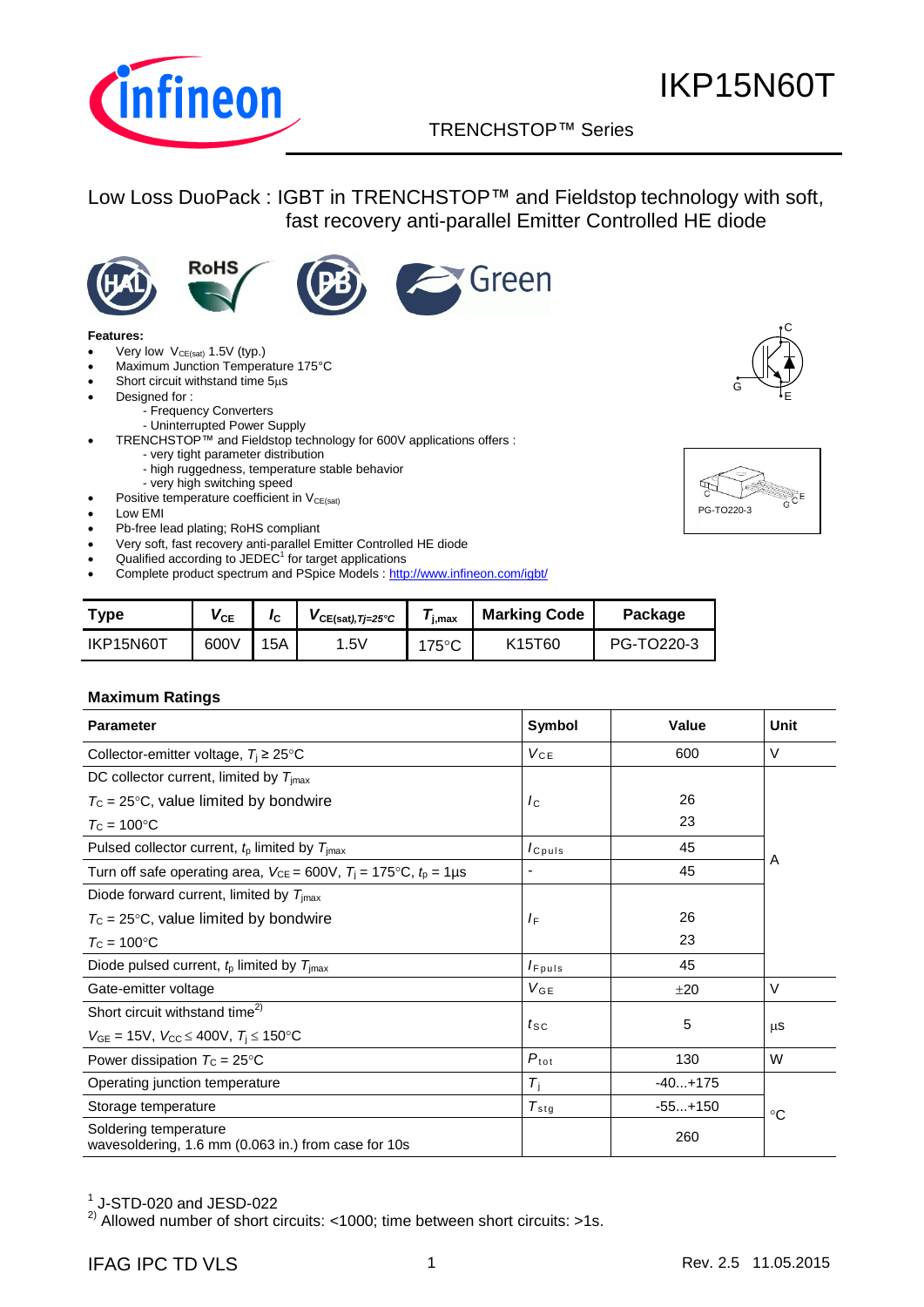# IKP15N60T

TRENCHSTOP™ Series

## Low Loss DuoPack : IGBT in TRENCHSTOP™ and Fieldstop technology with soft, fast recovery anti-parallel Emitter Controlled HE diode

**Features:**

- Very low $V_{CE(sat)}$ 1.5V (typ.)
- Maximum Junction Temperature 175°C
- Short circuit withstand time 5µs
- Designed for :
  - Frequency Converters
  - Uninterrupted Power Supply
- TRENCHSTOP™ and Fieldstop technology for 600V applications offers :
  - very tight parameter distribution
  - high ruggedness, temperature stable behavior
  - very high switching speed
- Positive temperature coefficient in $V_{CE(sat)}$
- Low EMI
- Pb-free lead plating; RoHS compliant
- Very soft, fast recovery anti-parallel Emitter Controlled HE diode
- Qualified according to JEDEC[1] for target applications
- Complete product spectrum and PSpice Models : http://www.infineon.com/igbt/

PG-TO220-3

| Type | $V_{CE}$ | $I_C$ | $V_{CE(sat),Tj=25°C}$ | $T_{j,max}$ | Marking Code | Package |
|---|---|---|---|---|---|---|
| IKP15N60T | 600V | 15A | 1.5V | 175°C | K15T60 | PG-TO220-3 |

### Maximum Ratings

| Parameter | Symbol | Value | Unit |
|---|---|---|---|
| Collector-emitter voltage, $T_j \geq 25°C$ | $V_{CE}$ | 600 | V |
| DC collector current, limited by $T_{jmax}$ <br> $T_C = 25°C$, value limited by bondwire <br> $T_C = 100°C$ | $I_C$ | <br>26<br>23 | A |
| Pulsed collector current, $t_p$ limited by $T_{jmax}$ | $I_{Cpuls}$ | 45 | A |
| Turn off safe operating area, $V_{CE} = 600V$, $T_j = 175°C$, $t_p = 1µs$ | - | 45 | A |
| Diode forward current, limited by $T_{jmax}$ <br> $T_C = 25°C$, value limited by bondwire <br> $T_C = 100°C$ | $I_F$ | <br>26<br>23 | A |
| Diode pulsed current, $t_p$ limited by $T_{jmax}$ | $I_{Fpuls}$ | 45 | A |
| Gate-emitter voltage | $V_{GE}$ | ±20 | V |
| Short circuit withstand time[2] <br> $V_{GE} = 15V$, $V_{CC} \leq 400V$, $T_j \leq 150°C$ | $t_{SC}$ | 5 | µs |
| Power dissipation $T_C = 25°C$ | $P_{tot}$ | 130 | W |
| Operating junction temperature | $T_j$ | -40...+175 | °C |
| Storage temperature | $T_{stg}$ | -55...+150 | °C |
| Soldering temperature <br> wavesoldering, 1.6 mm (0.063 in.) from case for 10s | | 260 | °C |

[1] J-STD-020 and JESD-022

[2] Allowed number of short circuits: <1000; time between short circuits: >1s.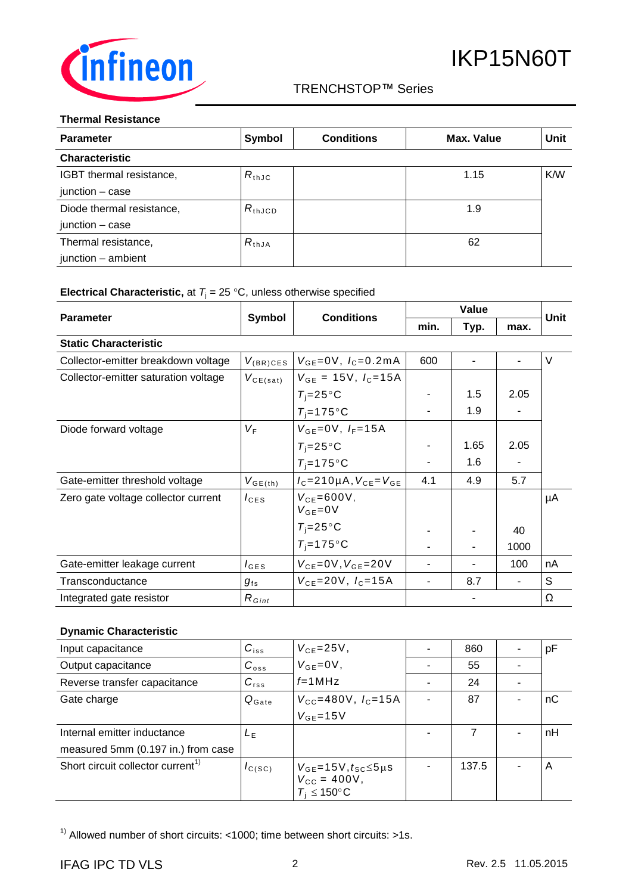## Thermal Resistance

| Parameter | Symbol | Conditions | Max. Value | Unit |
|---|---|---|---|---|
| **Characteristic** | | | | |
| IGBT thermal resistance, junction – case | $R_{thJC}$ | | 1.15 | K/W |
| Diode thermal resistance, junction – case | $R_{thJCD}$ | | 1.9 | |
| Thermal resistance, junction – ambient | $R_{thJA}$ | | 62 | |

## Electrical Characteristic, at $T_j$ = 25 °C, unless otherwise specified

| Parameter | Symbol | Conditions | Value | | | Unit |
|---|---|---|---|---|---|---|
| | | | min. | Typ. | max. | |
| **Static Characteristic** | | | | | | |
| Collector-emitter breakdown voltage | $V_{(BR)CES}$ | $V_{GE}$=0V, $I_C$=0.2mA | 600 | - | - | V |
| Collector-emitter saturation voltage | $V_{CE(sat)}$ | $V_{GE}$ = 15V, $I_C$=15A | | | | |
| | | $T_j$=25°C | - | 1.5 | 2.05 | |
| | | $T_j$=175°C | - | 1.9 | - | |
| Diode forward voltage | $V_F$ | $V_{GE}$=0V, $I_F$=15A | | | | |
| | | $T_j$=25°C | - | 1.65 | 2.05 | |
| | | $T_j$=175°C | - | 1.6 | - | |
| Gate-emitter threshold voltage | $V_{GE(th)}$ | $I_C$=210µA, $V_{CE}$=$V_{GE}$ | 4.1 | 4.9 | 5.7 | |
| Zero gate voltage collector current | $I_{CES}$ | $V_{CE}$=600V, $V_{GE}$=0V | | | | µA |
| | | $T_j$=25°C | - | - | 40 | |
| | | $T_j$=175°C | - | - | 1000 | |
| Gate-emitter leakage current | $I_{GES}$ | $V_{CE}$=0V, $V_{GE}$=20V | - | - | 100 | nA |
| Transconductance | $g_{fs}$ | $V_{CE}$=20V, $I_C$=15A | - | 8.7 | - | S |
| Integrated gate resistor | $R_{Gint}$ | | | - | | Ω |

## Dynamic Characteristic

| Parameter | Symbol | Conditions | min. | Typ. | max. | Unit |
|---|---|---|---|---|---|---|
| Input capacitance | $C_{iss}$ | $V_{CE}$=25V, | - | 860 | - | pF |
| Output capacitance | $C_{oss}$ | $V_{GE}$=0V, | - | 55 | - | |
| Reverse transfer capacitance | $C_{rss}$ | $f$=1MHz | - | 24 | - | |
| Gate charge | $Q_{Gate}$ | $V_{CC}$=480V, $I_C$=15A, $V_{GE}$=15V | - | 87 | - | nC |
| Internal emitter inductance measured 5mm (0.197 in.) from case | $L_E$ | | - | 7 | - | nH |
| Short circuit collector current[1] | $I_{C(SC)}$ | $V_{GE}$=15V, $t_{SC}$≤5µs, $V_{CC}$ = 400V, $T_j$ ≤ 150°C | - | 137.5 | - | A |

[1] Allowed number of short circuits: <1000; time between short circuits: >1s.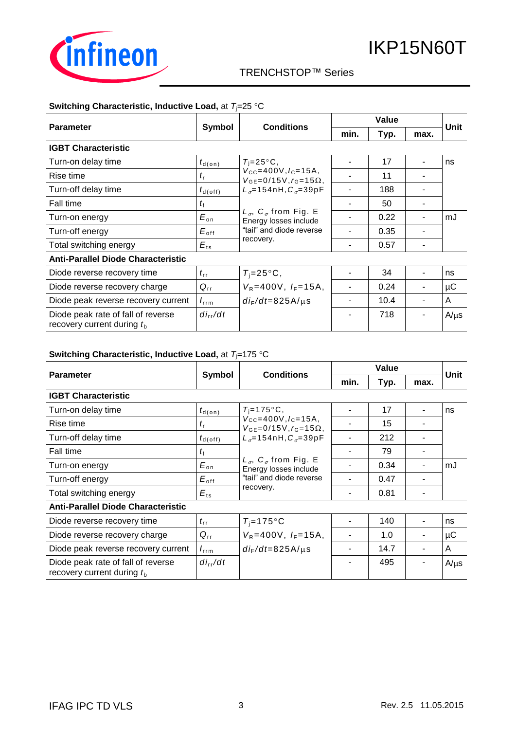**Switching Characteristic, Inductive Load,** at $T_j$=25 °C

| Parameter | Symbol | Conditions | Value | | | Unit |
|---|---|---|---|---|---|---|
| | | | min. | Typ. | max. | |
| **IGBT Characteristic** | | | | | | |
| Turn-on delay time | $t_{d(on)}$ | $T_j$=25°C, $V_{CC}$=400V, $I_C$=15A, $V_{GE}$=0/15V, $r_G$=15Ω, $L_\sigma$=154nH, $C_\sigma$=39pF | - | 17 | - | ns |
| Rise time | $t_r$ | | - | 11 | - | |
| Turn-off delay time | $t_{d(off)}$ | | - | 188 | - | |
| Fall time | $t_f$ | | - | 50 | - | |
| Turn-on energy | $E_{on}$ | $L_\sigma$, $C_\sigma$ from Fig. E Energy losses include "tail" and diode reverse recovery. | - | 0.22 | - | mJ |
| Turn-off energy | $E_{off}$ | | - | 0.35 | - | |
| Total switching energy | $E_{ts}$ | | - | 0.57 | - | |
| **Anti-Parallel Diode Characteristic** | | | | | | |
| Diode reverse recovery time | $t_{rr}$ | $T_j$=25°C, $V_R$=400V, $I_F$=15A, $di_F/dt$=825A/µs | - | 34 | - | ns |
| Diode reverse recovery charge | $Q_{rr}$ | | - | 0.24 | - | µC |
| Diode peak reverse recovery current | $I_{rrm}$ | | - | 10.4 | - | A |
| Diode peak rate of fall of reverse recovery current during $t_b$ | $di_{rr}/dt$ | | - | 718 | - | A/µs |

**Switching Characteristic, Inductive Load,** at $T_j$=175 °C

| Parameter | Symbol | Conditions | Value | | | Unit |
|---|---|---|---|---|---|---|
| | | | min. | Typ. | max. | |
| **IGBT Characteristic** | | | | | | |
| Turn-on delay time | $t_{d(on)}$ | $T_j$=175°C, $V_{CC}$=400V, $I_C$=15A, $V_{GE}$=0/15V, $r_G$=15Ω, $L_\sigma$=154nH, $C_\sigma$=39pF | - | 17 | - | ns |
| Rise time | $t_r$ | | - | 15 | - | |
| Turn-off delay time | $t_{d(off)}$ | | - | 212 | - | |
| Fall time | $t_f$ | | - | 79 | - | |
| Turn-on energy | $E_{on}$ | $L_\sigma$, $C_\sigma$ from Fig. E Energy losses include "tail" and diode reverse recovery. | - | 0.34 | - | mJ |
| Turn-off energy | $E_{off}$ | | - | 0.47 | - | |
| Total switching energy | $E_{ts}$ | | - | 0.81 | - | |
| **Anti-Parallel Diode Characteristic** | | | | | | |
| Diode reverse recovery time | $t_{rr}$ | $T_j$=175°C $V_R$=400V, $I_F$=15A, $di_F/dt$=825A/µs | - | 140 | - | ns |
| Diode reverse recovery charge | $Q_{rr}$ | | - | 1.0 | - | µC |
| Diode peak reverse recovery current | $I_{rrm}$ | | - | 14.7 | - | A |
| Diode peak rate of fall of reverse recovery current during $t_b$ | $di_{rr}/dt$ | | - | 495 | - | A/µs |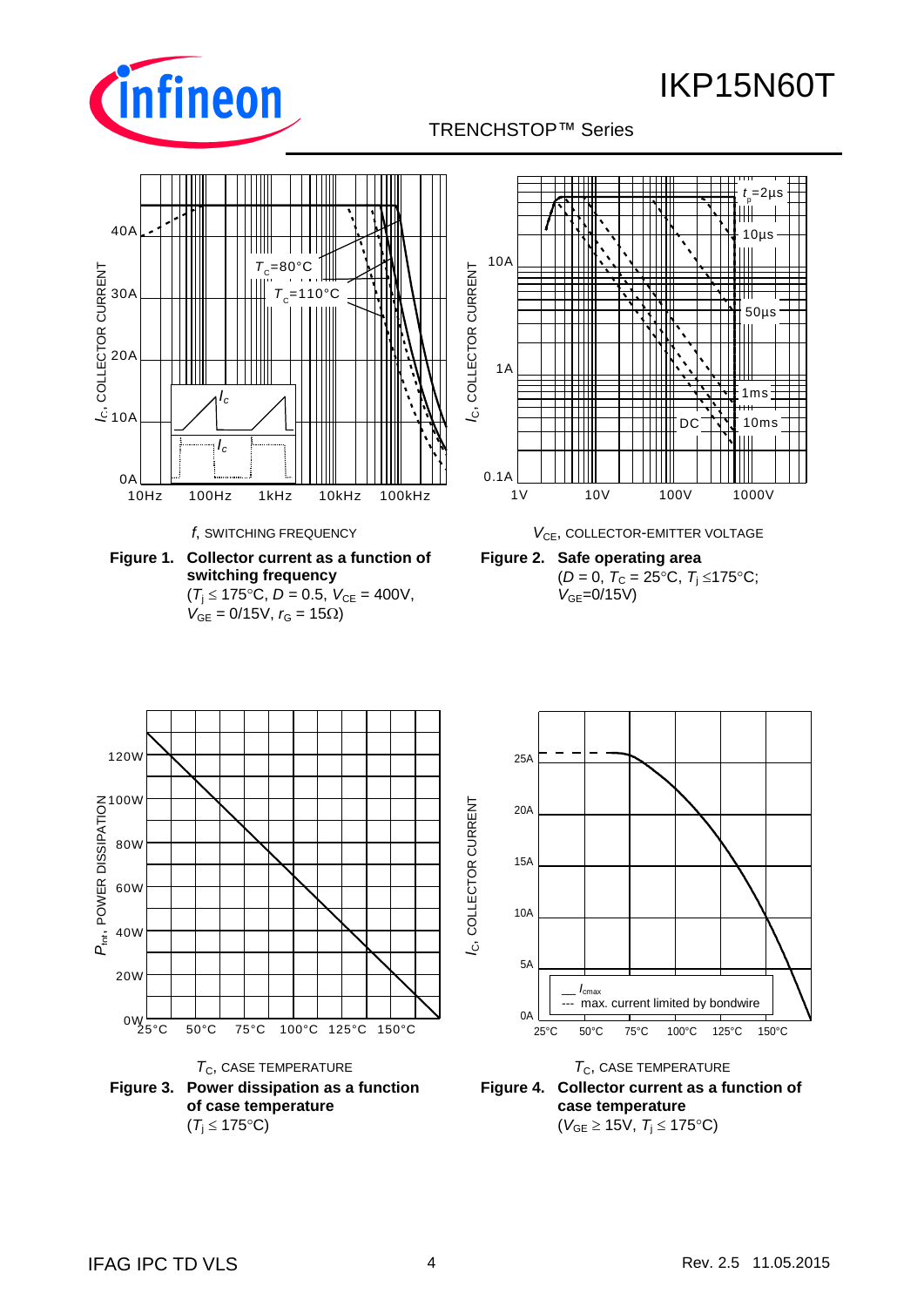$I_C$, COLLECTOR CURRENT

$f$, SWITCHING FREQUENCY

**Figure 1. Collector current as a function of switching frequency**
($T_j \leq 175°C$, $D = 0.5$, $V_{CE} = 400V$, $V_{GE} = 0/15V$, $r_G = 15\Omega$)

$I_C$, COLLECTOR CURRENT

$V_{CE}$, COLLECTOR-EMITTER VOLTAGE

**Figure 2. Safe operating area**
($D = 0$, $T_C = 25°C$, $T_j \leq 175°C$; $V_{GE}=0/15V$)

$P_{tot}$, POWER DISSIPATION

$T_C$, CASE TEMPERATURE

**Figure 3. Power dissipation as a function of case temperature**
($T_j \leq 175°C$)

$I_C$, COLLECTOR CURRENT

$T_C$, CASE TEMPERATURE

**Figure 4. Collector current as a function of case temperature**
($V_{GE} \geq 15V$, $T_j \leq 175°C$)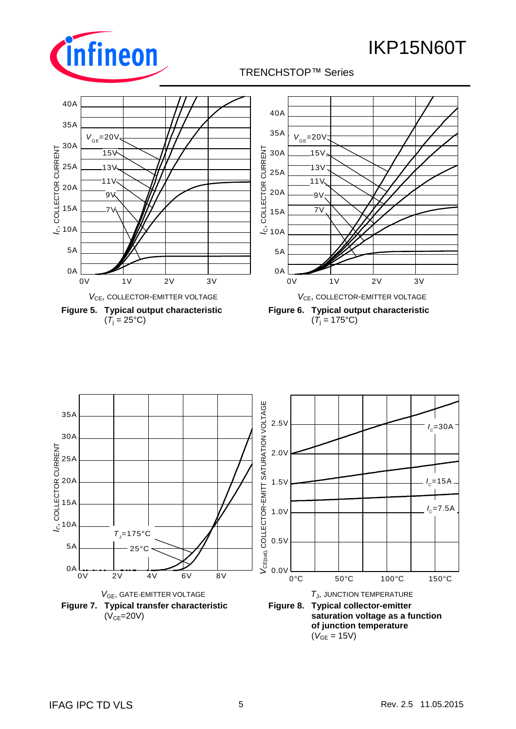$I_C$, COLLECTOR CURRENT

$V_{CE}$, COLLECTOR-EMITTER VOLTAGE

**Figure 5. Typical output characteristic**
($T_j$ = 25°C)

$I_C$, COLLECTOR CURRENT

$V_{CE}$, COLLECTOR-EMITTER VOLTAGE

**Figure 6. Typical output characteristic**
($T_j$ = 175°C)

$I_C$, COLLECTOR CURRENT

$V_{GE}$, GATE-EMITTER VOLTAGE

**Figure 7. Typical transfer characteristic**
($V_{CE}$=20V)

$V_{CE(sat)}$, COLLECTOR-EMITT SATURATION VOLTAGE

$T_J$, JUNCTION TEMPERATURE

**Figure 8. Typical collector-emitter saturation voltage as a function of junction temperature**
($V_{GE}$ = 15V)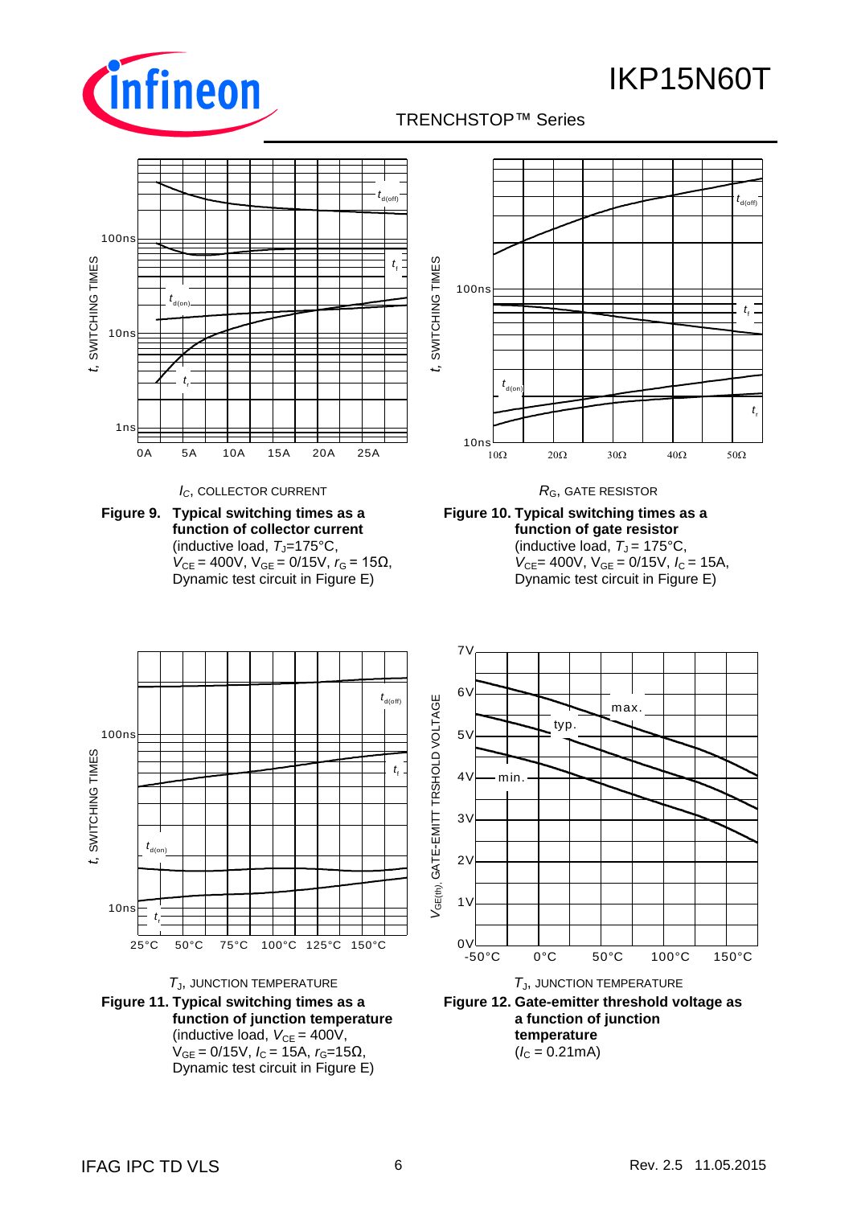**Figure 9. Typical switching times as a function of collector current**
(inductive load, $T_J$=175°C, $V_{CE}$ = 400V, $V_{GE}$ = 0/15V, $r_G$ = 15Ω, Dynamic test circuit in Figure E)

**Figure 10. Typical switching times as a function of gate resistor**
(inductive load, $T_J$ = 175°C, $V_{CE}$= 400V, $V_{GE}$ = 0/15V, $I_C$ = 15A, Dynamic test circuit in Figure E)

**Figure 11. Typical switching times as a function of junction temperature**
(inductive load, $V_{CE}$ = 400V, $V_{GE}$ = 0/15V, $I_C$ = 15A, $r_G$=15Ω, Dynamic test circuit in Figure E)

**Figure 12. Gate-emitter threshold voltage as a function of junction temperature**
($I_C$ = 0.21mA)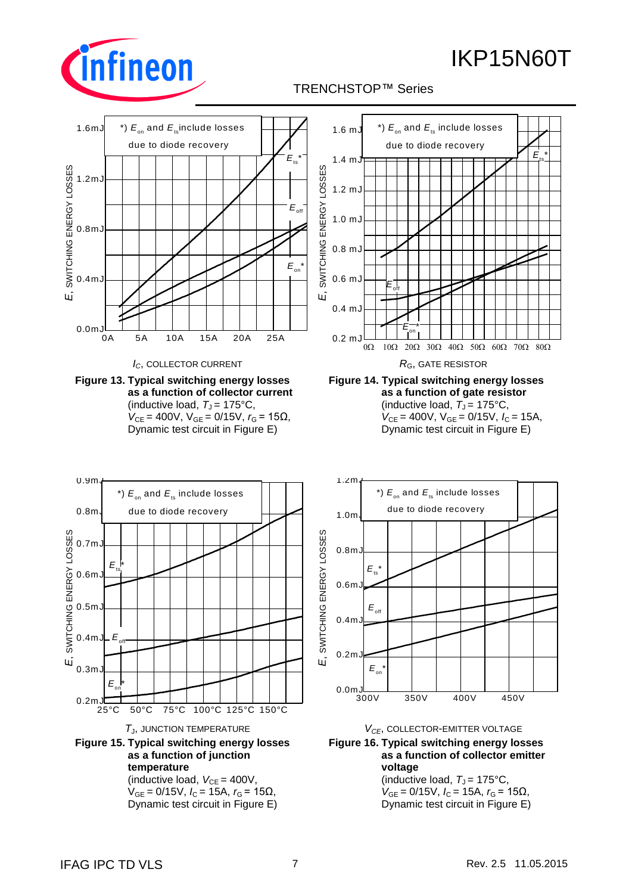**Figure 13. Typical switching energy losses as a function of collector current**
(inductive load, $T_J$ = 175°C, $V_{CE}$ = 400V, $V_{GE}$ = 0/15V, $r_G$ = 15Ω, Dynamic test circuit in Figure E)

**Figure 14. Typical switching energy losses as a function of gate resistor**
(inductive load, $T_J$ = 175°C, $V_{CE}$ = 400V, $V_{GE}$ = 0/15V, $I_C$ = 15A, Dynamic test circuit in Figure E)

**Figure 15. Typical switching energy losses as a function of junction temperature**
(inductive load, $V_{CE}$ = 400V, $V_{GE}$ = 0/15V, $I_C$ = 15A, $r_G$ = 15Ω, Dynamic test circuit in Figure E)

**Figure 16. Typical switching energy losses as a function of collector emitter voltage**
(inductive load, $T_J$ = 175°C, $V_{GE}$ = 0/15V, $I_C$ = 15A, $r_G$ = 15Ω, Dynamic test circuit in Figure E)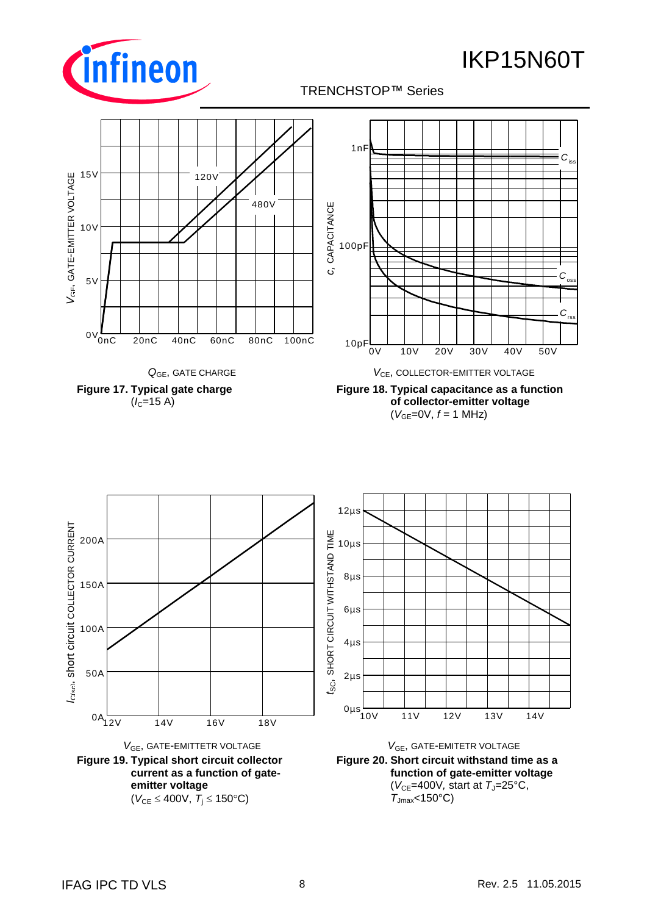$Q_{GE}$, GATE CHARGE

**Figure 17. Typical gate charge**
($I_C$=15 A)

$V_{CE}$, COLLECTOR-EMITTER VOLTAGE

**Figure 18. Typical capacitance as a function of collector-emitter voltage**
($V_{GE}$=0V, $f$ = 1 MHz)

$V_{GE}$, GATE-EMITTETR VOLTAGE

**Figure 19. Typical short circuit collector current as a function of gate-emitter voltage**
($V_{CE} \leq$ 400V, $T_j \leq$ 150°C)

$V_{GE}$, GATE-EMITETR VOLTAGE

**Figure 20. Short circuit withstand time as a function of gate-emitter voltage**
($V_{CE}$=400V, start at $T_J$=25°C, $T_{Jmax}$<150°C)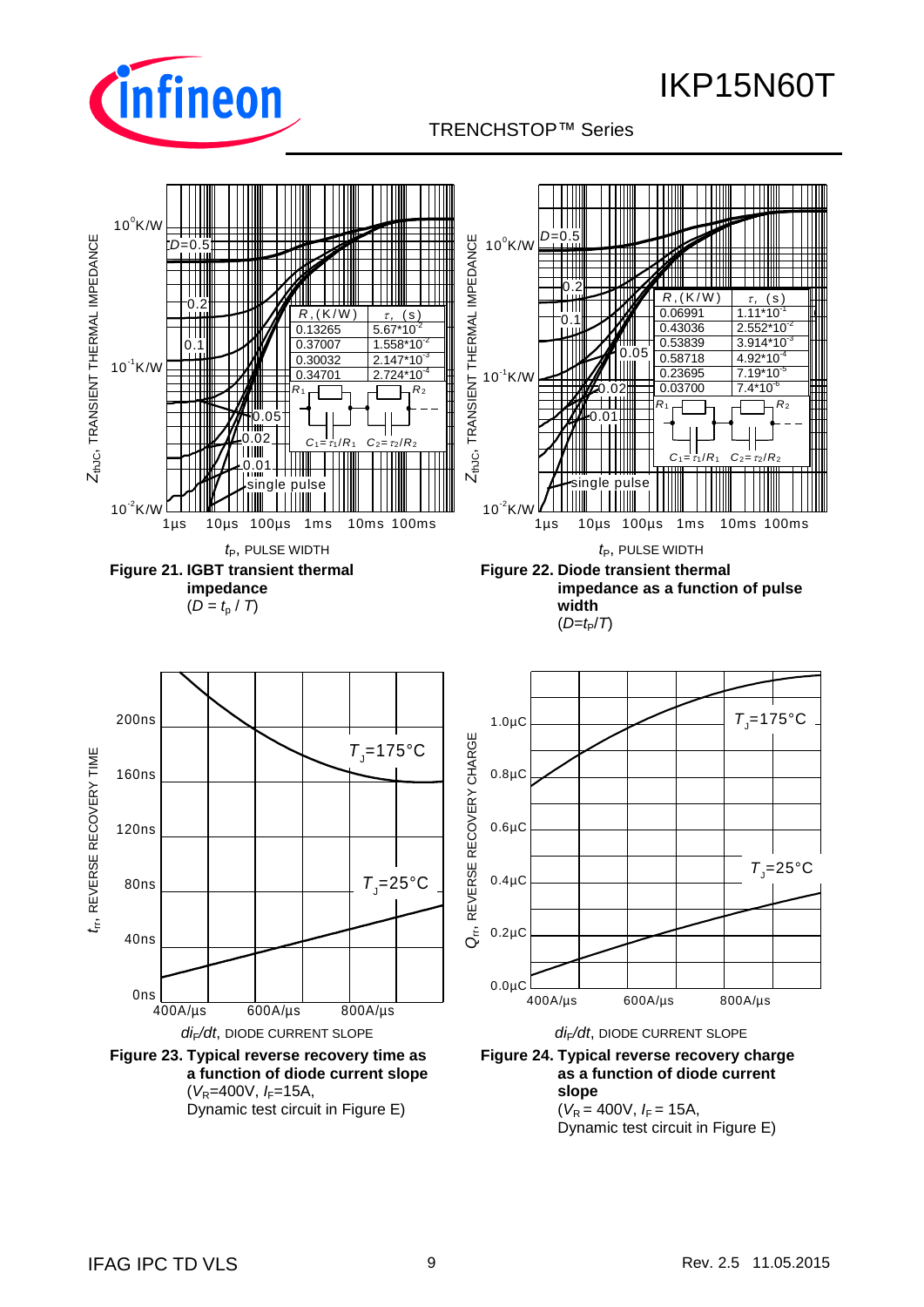| $R$, (K/W) | $\tau$, (s) |
| --- | --- |
| 0.13265 | $5.67 \times 10^{-2}$ |
| 0.37007 | $1.558 \times 10^{-2}$ |
| 0.30032 | $2.147 \times 10^{-3}$ |
| 0.34701 | $2.724 \times 10^{-4}$ |

$C_1 = \tau_1 / R_1$ $C_2 = \tau_2 / R_2$

**Figure 21. IGBT transient thermal impedance**
($D = t_p / T$)

| $R$, (K/W) | $\tau$, (s) |
| --- | --- |
| 0.06991 | $1.11 \times 10^{-1}$ |
| 0.43036 | $2.552 \times 10^{-2}$ |
| 0.53839 | $3.914 \times 10^{-3}$ |
| 0.58718 | $4.92 \times 10^{-4}$ |
| 0.23695 | $7.19 \times 10^{-5}$ |
| 0.03700 | $7.4 \times 10^{-6}$ |

$C_1 = \tau_1 / R_1$ $C_2 = \tau_2 / R_2$

**Figure 22. Diode transient thermal impedance as a function of pulse width**
($D = t_P / T$)

**Figure 23. Typical reverse recovery time as a function of diode current slope**
($V_R$=400V, $I_F$=15A,
Dynamic test circuit in Figure E)

**Figure 24. Typical reverse recovery charge as a function of diode current slope**
($V_R$ = 400V, $I_F$ = 15A,
Dynamic test circuit in Figure E)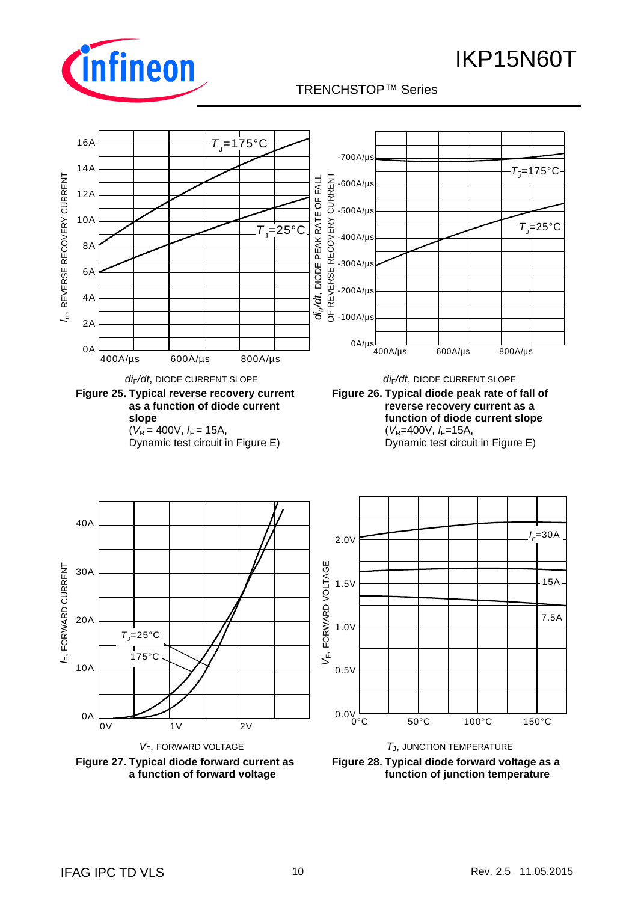$I_{rr}$, REVERSE RECOVERY CURRENT

16A, 14A, 12A, 10A, 8A, 6A, 4A, 2A, 0A

$T_J$=175°C

$T_J$=25°C

400A/µs, 600A/µs, 800A/µs

$di_F/dt$, DIODE CURRENT SLOPE

**Figure 25. Typical reverse recovery current as a function of diode current slope**
($V_R$ = 400V, $I_F$ = 15A,
Dynamic test circuit in Figure E)

$di_{rr}/dt$, DIODE PEAK RATE OF FALL OF REVERSE RECOVERY CURRENT

-700A/µs, -600A/µs, -500A/µs, -400A/µs, -300A/µs, -200A/µs, -100A/µs, 0A/µs

$T_J$=175°C

$T_J$=25°C

400A/µs, 600A/µs, 800A/µs

$di_F/dt$, DIODE CURRENT SLOPE

**Figure 26. Typical diode peak rate of fall of reverse recovery current as a function of diode current slope**
($V_R$=400V, $I_F$=15A,
Dynamic test circuit in Figure E)

$I_F$, FORWARD CURRENT

40A, 30A, 20A, 10A, 0A

$T_J$=25°C

175°C

0V, 1V, 2V

$V_F$, FORWARD VOLTAGE

**Figure 27. Typical diode forward current as a function of forward voltage**

$V_F$, FORWARD VOLTAGE

2.0V, 1.5V, 1.0V, 0.5V, 0.0V

$I_F$=30A

15A

7.5A

0°C, 50°C, 100°C, 150°C

$T_J$, JUNCTION TEMPERATURE

**Figure 28. Typical diode forward voltage as a function of junction temperature**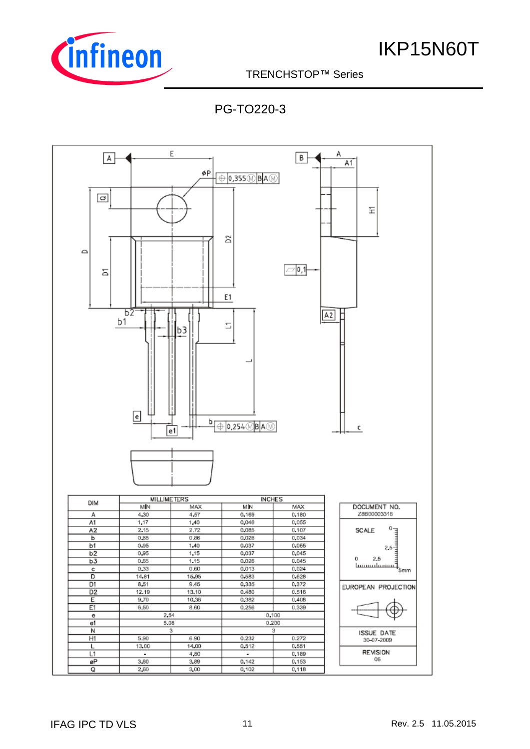# PG-TO220-3

| DIM | MILLIMETERS | | INCHES | |
|---|---|---|---|---|
| | MIN | MAX | MIN | MAX |
| A | 4.30 | 4.57 | 0.169 | 0.180 |
| A1 | 1.17 | 1.40 | 0.046 | 0.055 |
| A2 | 2.15 | 2.72 | 0.085 | 0.107 |
| b | 0.65 | 0.86 | 0.026 | 0.034 |
| b1 | 0.95 | 1.40 | 0.037 | 0.055 |
| b2 | 0.95 | 1.15 | 0.037 | 0.045 |
| b3 | 0.65 | 1.15 | 0.026 | 0.045 |
| c | 0.33 | 0.60 | 0.013 | 0.024 |
| D | 14.81 | 15.95 | 0.583 | 0.628 |
| D1 | 8.51 | 9.45 | 0.335 | 0.372 |
| D2 | 12.19 | 13.10 | 0.480 | 0.516 |
| E | 9.70 | 10.36 | 0.382 | 0.408 |
| E1 | 6.50 | 8.60 | 0.256 | 0.339 |
| e | 2.54 | | 0.100 | |
| e1 | 5.08 | | 0.200 | |
| N | 3 | | 3 | |
| H1 | 5.90 | 6.90 | 0.232 | 0.272 |
| L | 13.00 | 14.00 | 0.512 | 0.551 |
| L1 | - | 4.80 | - | 0.189 |
| øP | 3.60 | 3.89 | 0.142 | 0.153 |
| Q | 2.60 | 3.00 | 0.102 | 0.118 |

DOCUMENT NO.
Z8B00003318

SCALE 0 2.5 5mm

EUROPEAN PROJECTION

ISSUE DATE
30-07-2009

REVISION
06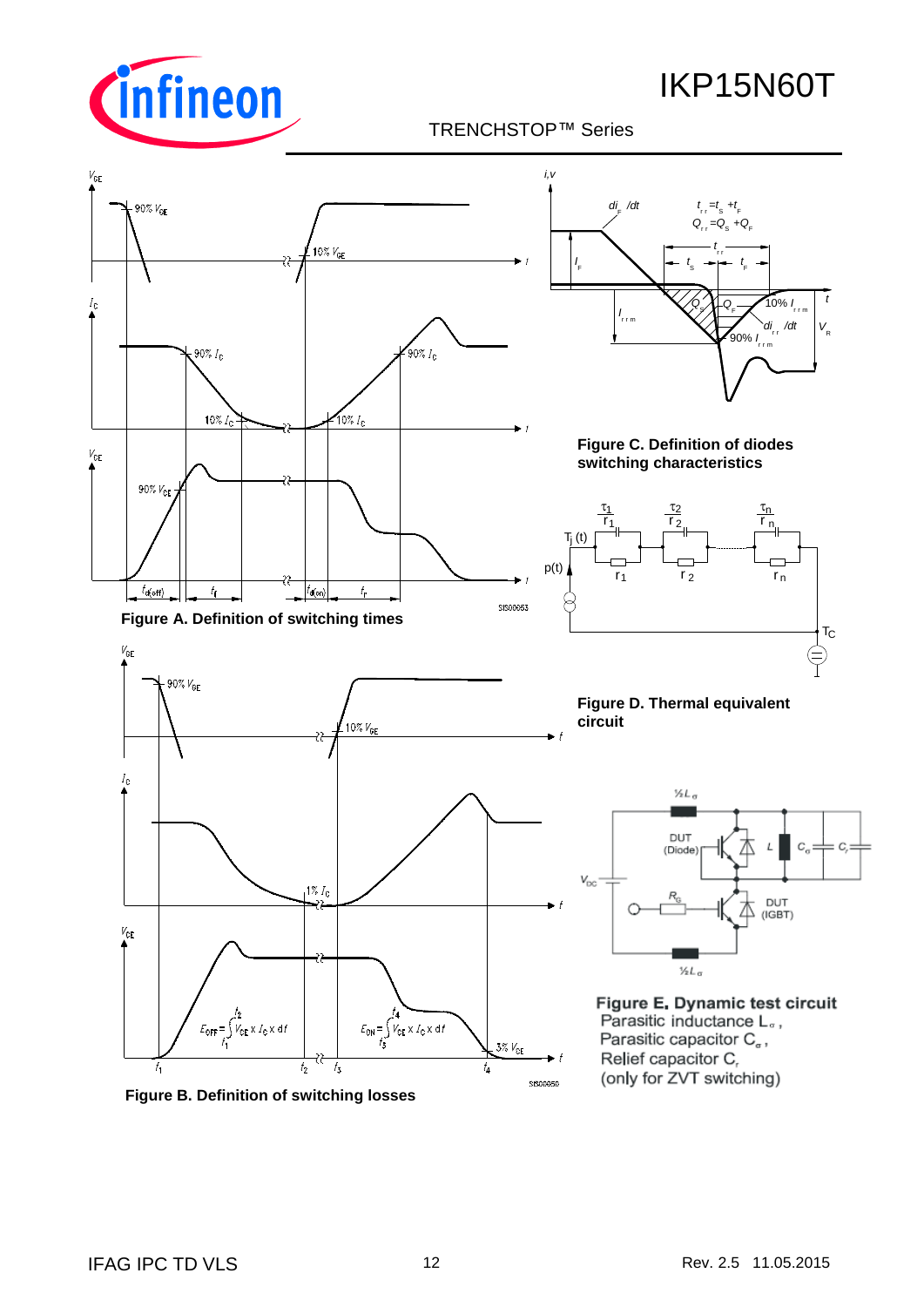Figure A. Definition of switching times

Figure B. Definition of switching losses

Figure C. Definition of diodes switching characteristics

Figure D. Thermal equivalent circuit

**Figure E. Dynamic test circuit**
Parasitic inductance $L_{\sigma}$,
Parasitic capacitor $C_{\sigma}$,
Relief capacitor $C_r$
(only for ZVT switching)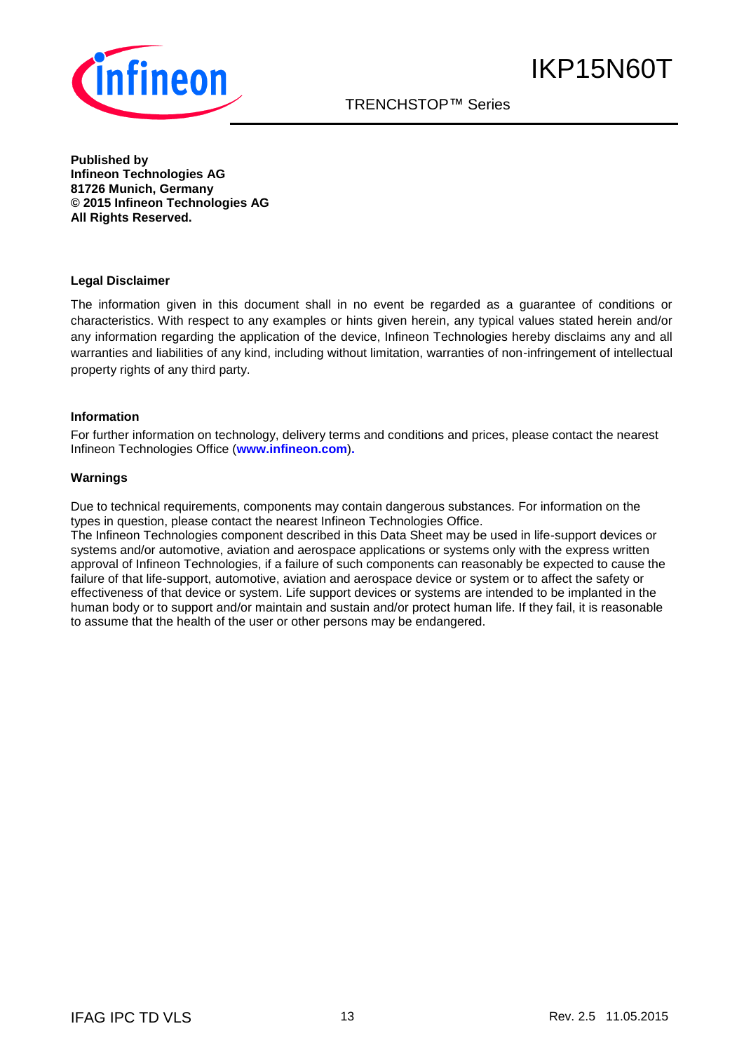**Published by**
**Infineon Technologies AG**
**81726 Munich, Germany**
**© 2015 Infineon Technologies AG**
**All Rights Reserved.**

**Legal Disclaimer**

The information given in this document shall in no event be regarded as a guarantee of conditions or characteristics. With respect to any examples or hints given herein, any typical values stated herein and/or any information regarding the application of the device, Infineon Technologies hereby disclaims any and all warranties and liabilities of any kind, including without limitation, warranties of non-infringement of intellectual property rights of any third party.

**Information**

For further information on technology, delivery terms and conditions and prices, please contact the nearest Infineon Technologies Office (**www.infineon.com**).

**Warnings**

Due to technical requirements, components may contain dangerous substances. For information on the types in question, please contact the nearest Infineon Technologies Office.
The Infineon Technologies component described in this Data Sheet may be used in life-support devices or systems and/or automotive, aviation and aerospace applications or systems only with the express written approval of Infineon Technologies, if a failure of such components can reasonably be expected to cause the failure of that life-support, automotive, aviation and aerospace device or system or to affect the safety or effectiveness of that device or system. Life support devices or systems are intended to be implanted in the human body or to support and/or maintain and sustain and/or protect human life. If they fail, it is reasonable to assume that the health of the user or other persons may be endangered.